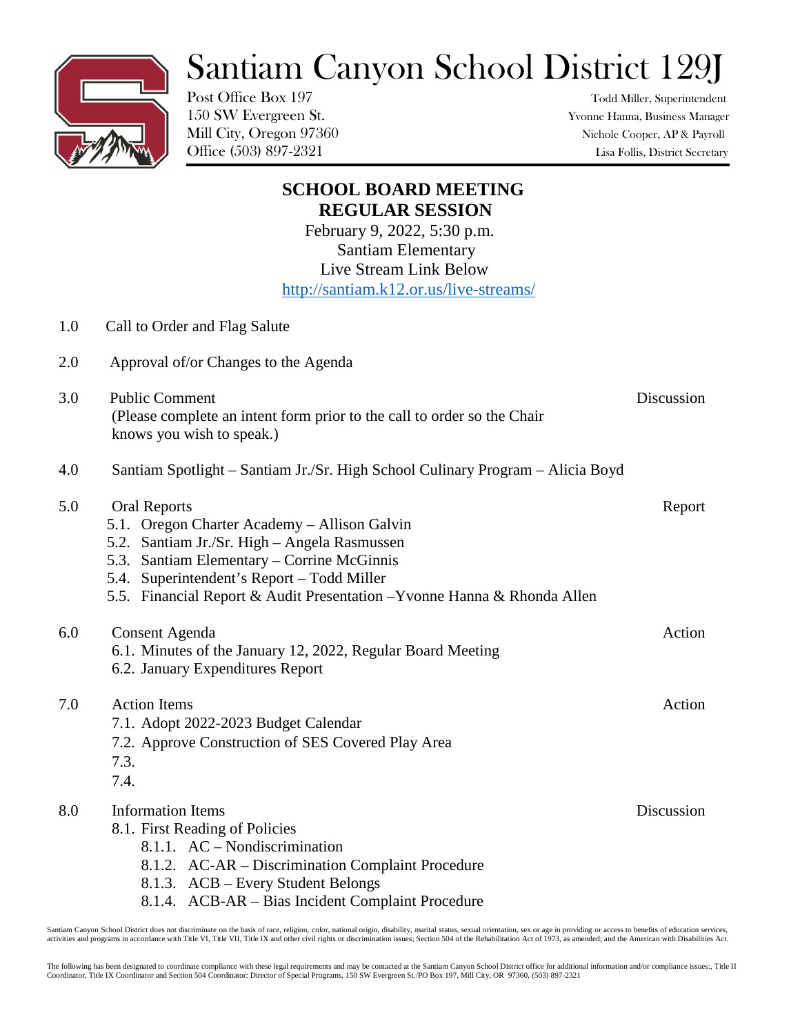# Santiam Canyon School District 129J

Post Office Box 197
150 SW Evergreen St.
Mill City, Oregon 97360
Office (503) 897-2321

Todd Miller, Superintendent
Yvonne Hanna, Business Manager
Nichole Cooper, AP & Payroll
Lisa Follis, District Secretary

## SCHOOL BOARD MEETING
## REGULAR SESSION

February 9, 2022, 5:30 p.m.
Santiam Elementary
Live Stream Link Below
http://santiam.k12.or.us/live-streams/

1.0 Call to Order and Flag Salute

2.0 Approval of/or Changes to the Agenda

3.0 Public Comment — Discussion
(Please complete an intent form prior to the call to order so the Chair knows you wish to speak.)

4.0 Santiam Spotlight – Santiam Jr./Sr. High School Culinary Program – Alicia Boyd

5.0 Oral Reports — Report
- 5.1. Oregon Charter Academy – Allison Galvin
- 5.2. Santiam Jr./Sr. High – Angela Rasmussen
- 5.3. Santiam Elementary – Corrine McGinnis
- 5.4. Superintendent's Report – Todd Miller
- 5.5. Financial Report & Audit Presentation –Yvonne Hanna & Rhonda Allen

6.0 Consent Agenda — Action
- 6.1. Minutes of the January 12, 2022, Regular Board Meeting
- 6.2. January Expenditures Report

7.0 Action Items — Action
- 7.1. Adopt 2022-2023 Budget Calendar
- 7.2. Approve Construction of SES Covered Play Area
- 7.3.
- 7.4.

8.0 Information Items — Discussion
- 8.1. First Reading of Policies
  - 8.1.1. AC – Nondiscrimination
  - 8.1.2. AC-AR – Discrimination Complaint Procedure
  - 8.1.3. ACB – Every Student Belongs
  - 8.1.4. ACB-AR – Bias Incident Complaint Procedure

Santiam Canyon School District does not discriminate on the basis of race, religion, color, national origin, disability, marital status, sexual orientation, sex or age in providing or access to benefits of education services, activities and programs in accordance with Title VI, Title VII, Title IX and other civil rights or discrimination issues; Section 504 of the Rehabilitation Act of 1973, as amended; and the American with Disabilities Act.

The following has been designated to coordinate compliance with these legal requirements and may be contacted at the Santiam Canyon School District office for additional information and/or compliance issues:, Title II Coordinator, Title IX Coordinator and Section 504 Coordinator: Director of Special Programs, 150 SW Evergreen St./PO Box 197, Mill City, OR 97360, (503) 897-2321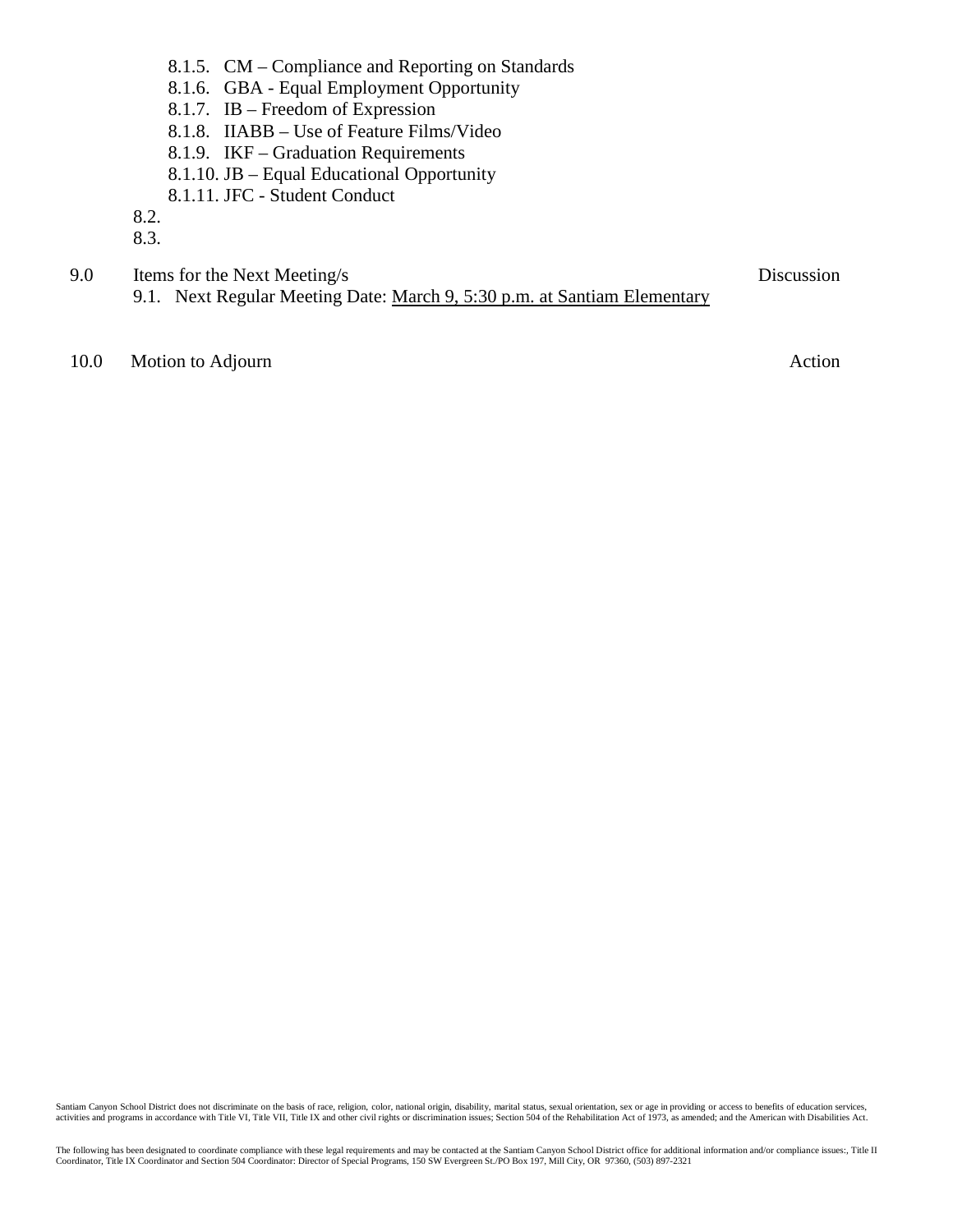- 8.1.5. CM – Compliance and Reporting on Standards
- 8.1.6. GBA - Equal Employment Opportunity
- 8.1.7. IB – Freedom of Expression
- 8.1.8. IIABB – Use of Feature Films/Video
- 8.1.9. IKF – Graduation Requirements
- 8.1.10. JB – Equal Educational Opportunity
- 8.1.11. JFC - Student Conduct

8.2.

8.3.

9.0 Items for the Next Meeting/s — Discussion

9.1. Next Regular Meeting Date: March 9, 5:30 p.m. at Santiam Elementary

10.0 Motion to Adjourn — Action

Santiam Canyon School District does not discriminate on the basis of race, religion, color, national origin, disability, marital status, sexual orientation, sex or age in providing or access to benefits of education services, activities and programs in accordance with Title VI, Title VII, Title IX and other civil rights or discrimination issues; Section 504 of the Rehabilitation Act of 1973, as amended; and the American with Disabilities Act.

The following has been designated to coordinate compliance with these legal requirements and may be contacted at the Santiam Canyon School District office for additional information and/or compliance issues:, Title II Coordinator, Title IX Coordinator and Section 504 Coordinator: Director of Special Programs, 150 SW Evergreen St./PO Box 197, Mill City, OR 97360, (503) 897-2321